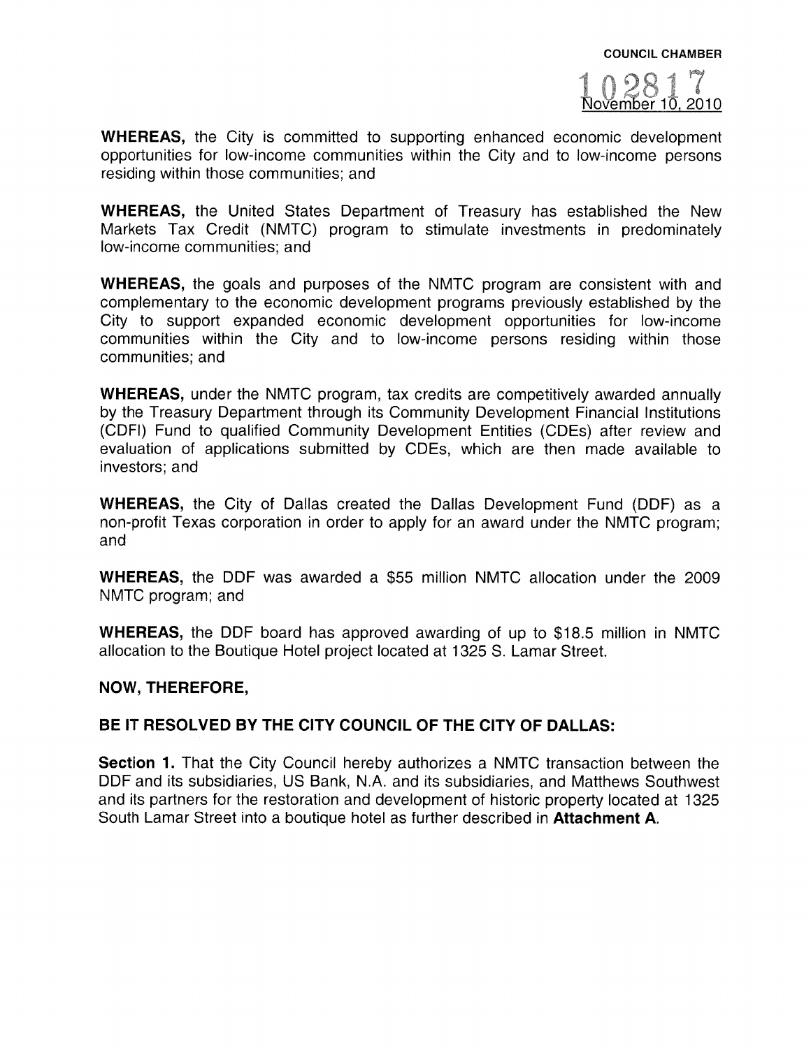**COUNCIL CHAMBER**

102817
November 10, 2010

**WHEREAS,** the City is committed to supporting enhanced economic development opportunities for low-income communities within the City and to low-income persons residing within those communities; and

**WHEREAS,** the United States Department of Treasury has established the New Markets Tax Credit (NMTC) program to stimulate investments in predominately low-income communities; and

**WHEREAS,** the goals and purposes of the NMTC program are consistent with and complementary to the economic development programs previously established by the City to support expanded economic development opportunities for low-income communities within the City and to low-income persons residing within those communities; and

**WHEREAS,** under the NMTC program, tax credits are competitively awarded annually by the Treasury Department through its Community Development Financial Institutions (CDFI) Fund to qualified Community Development Entities (CDEs) after review and evaluation of applications submitted by CDEs, which are then made available to investors; and

**WHEREAS,** the City of Dallas created the Dallas Development Fund (DDF) as a non-profit Texas corporation in order to apply for an award under the NMTC program; and

**WHEREAS,** the DDF was awarded a $55 million NMTC allocation under the 2009 NMTC program; and

**WHEREAS,** the DDF board has approved awarding of up to $18.5 million in NMTC allocation to the Boutique Hotel project located at 1325 S. Lamar Street.

**NOW, THEREFORE,**

**BE IT RESOLVED BY THE CITY COUNCIL OF THE CITY OF DALLAS:**

**Section 1.** That the City Council hereby authorizes a NMTC transaction between the DDF and its subsidiaries, US Bank, N.A. and its subsidiaries, and Matthews Southwest and its partners for the restoration and development of historic property located at 1325 South Lamar Street into a boutique hotel as further described in **Attachment A**.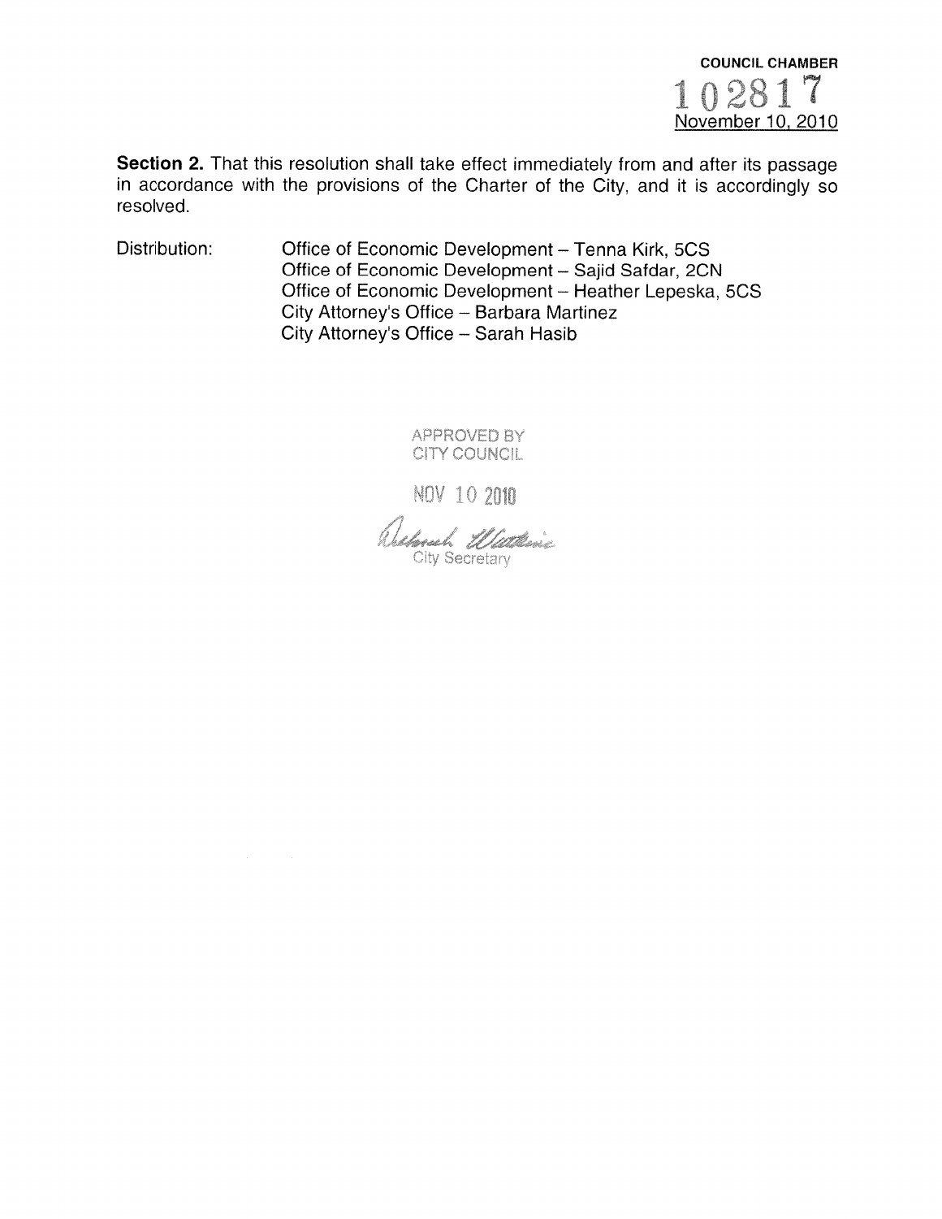**COUNCIL CHAMBER**

**102817**

November 10, 2010

**Section 2.** That this resolution shall take effect immediately from and after its passage in accordance with the provisions of the Charter of the City, and it is accordingly so resolved.

Distribution:

Office of Economic Development – Tenna Kirk, 5CS
Office of Economic Development – Sajid Safdar, 2CN
Office of Economic Development – Heather Lepeska, 5CS
City Attorney's Office – Barbara Martinez
City Attorney's Office – Sarah Hasib

APPROVED BY
CITY COUNCIL

NOV 10 2010

Deborah Watkins
City Secretary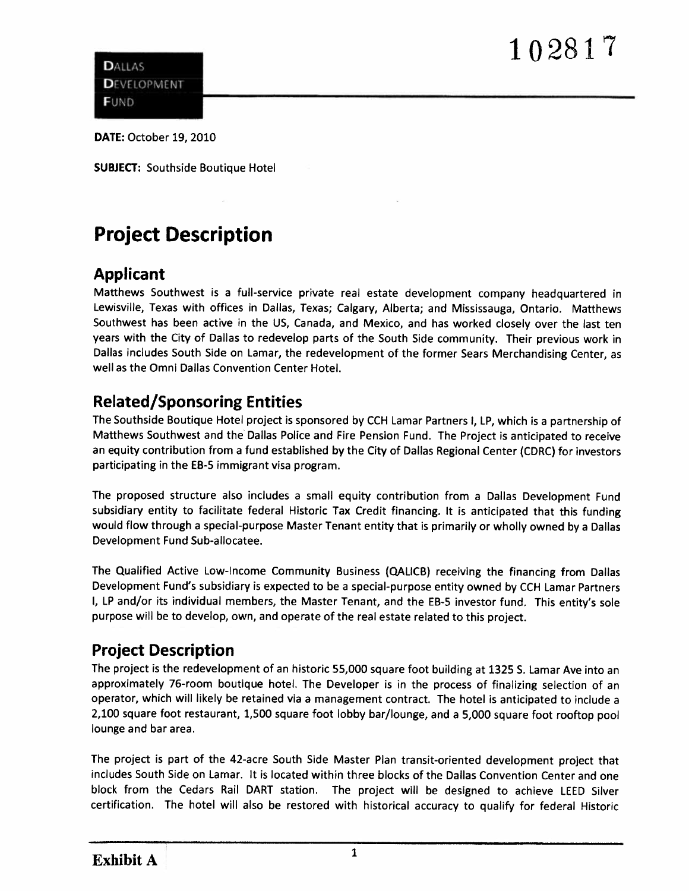102817

**DALLAS DEVELOPMENT FUND**

**DATE:** October 19, 2010

**SUBJECT:** Southside Boutique Hotel

# Project Description

## Applicant

Matthews Southwest is a full-service private real estate development company headquartered in Lewisville, Texas with offices in Dallas, Texas; Calgary, Alberta; and Mississauga, Ontario. Matthews Southwest has been active in the US, Canada, and Mexico, and has worked closely over the last ten years with the City of Dallas to redevelop parts of the South Side community. Their previous work in Dallas includes South Side on Lamar, the redevelopment of the former Sears Merchandising Center, as well as the Omni Dallas Convention Center Hotel.

## Related/Sponsoring Entities

The Southside Boutique Hotel project is sponsored by CCH Lamar Partners I, LP, which is a partnership of Matthews Southwest and the Dallas Police and Fire Pension Fund. The Project is anticipated to receive an equity contribution from a fund established by the City of Dallas Regional Center (CDRC) for investors participating in the EB-5 immigrant visa program.

The proposed structure also includes a small equity contribution from a Dallas Development Fund subsidiary entity to facilitate federal Historic Tax Credit financing. It is anticipated that this funding would flow through a special-purpose Master Tenant entity that is primarily or wholly owned by a Dallas Development Fund Sub-allocatee.

The Qualified Active Low-Income Community Business (QALICB) receiving the financing from Dallas Development Fund's subsidiary is expected to be a special-purpose entity owned by CCH Lamar Partners I, LP and/or its individual members, the Master Tenant, and the EB-5 investor fund. This entity's sole purpose will be to develop, own, and operate of the real estate related to this project.

## Project Description

The project is the redevelopment of an historic 55,000 square foot building at 1325 S. Lamar Ave into an approximately 76-room boutique hotel. The Developer is in the process of finalizing selection of an operator, which will likely be retained via a management contract. The hotel is anticipated to include a 2,100 square foot restaurant, 1,500 square foot lobby bar/lounge, and a 5,000 square foot rooftop pool lounge and bar area.

The project is part of the 42-acre South Side Master Plan transit-oriented development project that includes South Side on Lamar. It is located within three blocks of the Dallas Convention Center and one block from the Cedars Rail DART station. The project will be designed to achieve LEED Silver certification. The hotel will also be restored with historical accuracy to qualify for federal Historic

**Exhibit A**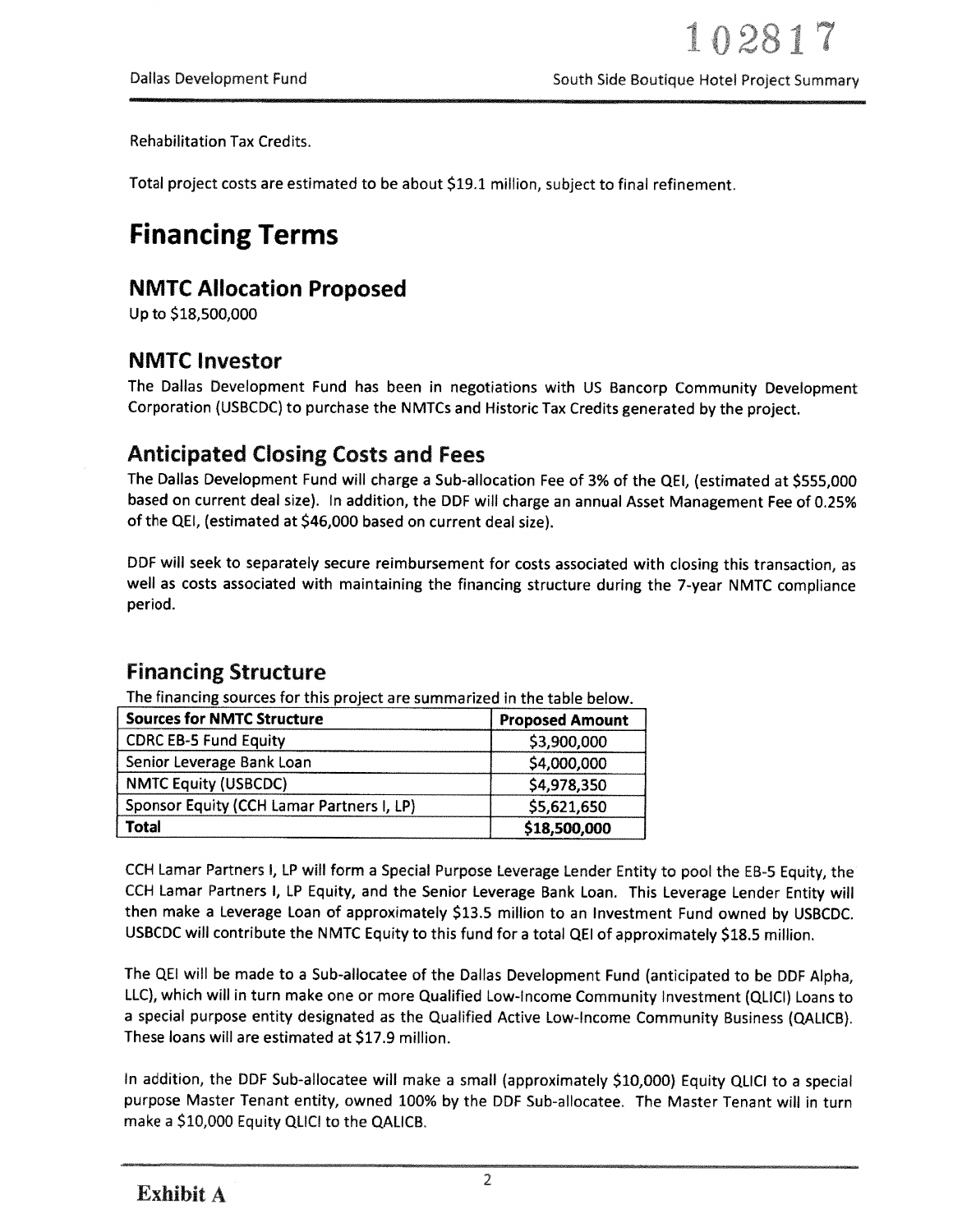Rehabilitation Tax Credits.

Total project costs are estimated to be about $19.1 million, subject to final refinement.

# Financing Terms

## NMTC Allocation Proposed

Up to $18,500,000

## NMTC Investor

The Dallas Development Fund has been in negotiations with US Bancorp Community Development Corporation (USBCDC) to purchase the NMTCs and Historic Tax Credits generated by the project.

## Anticipated Closing Costs and Fees

The Dallas Development Fund will charge a Sub-allocation Fee of 3% of the QEI, (estimated at $555,000 based on current deal size). In addition, the DDF will charge an annual Asset Management Fee of 0.25% of the QEI, (estimated at $46,000 based on current deal size).

DDF will seek to separately secure reimbursement for costs associated with closing this transaction, as well as costs associated with maintaining the financing structure during the 7-year NMTC compliance period.

## Financing Structure

The financing sources for this project are summarized in the table below.

| Sources for NMTC Structure | Proposed Amount |
|---|---|
| CDRC EB-5 Fund Equity | $3,900,000 |
| Senior Leverage Bank Loan | $4,000,000 |
| NMTC Equity (USBCDC) | $4,978,350 |
| Sponsor Equity (CCH Lamar Partners I, LP) | $5,621,650 |
| **Total** | **$18,500,000** |

CCH Lamar Partners I, LP will form a Special Purpose Leverage Lender Entity to pool the EB-5 Equity, the CCH Lamar Partners I, LP Equity, and the Senior Leverage Bank Loan. This Leverage Lender Entity will then make a Leverage Loan of approximately $13.5 million to an Investment Fund owned by USBCDC. USBCDC will contribute the NMTC Equity to this fund for a total QEI of approximately $18.5 million.

The QEI will be made to a Sub-allocatee of the Dallas Development Fund (anticipated to be DDF Alpha, LLC), which will in turn make one or more Qualified Low-Income Community Investment (QLICI) Loans to a special purpose entity designated as the Qualified Active Low-Income Community Business (QALICB). These loans will are estimated at $17.9 million.

In addition, the DDF Sub-allocatee will make a small (approximately $10,000) Equity QLICI to a special purpose Master Tenant entity, owned 100% by the DDF Sub-allocatee. The Master Tenant will in turn make a $10,000 Equity QLICI to the QALICB.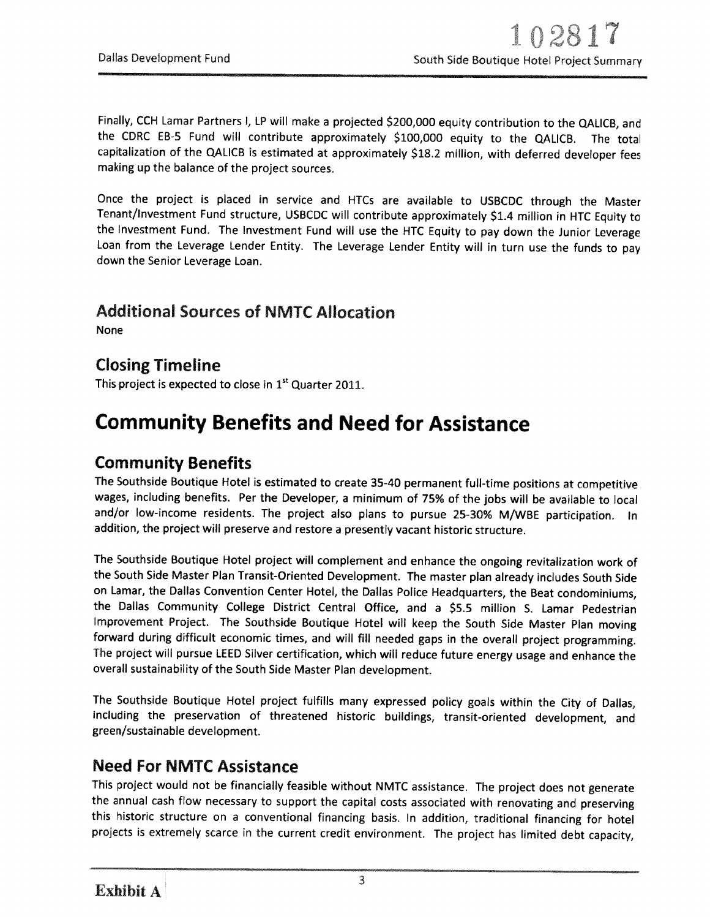Finally, CCH Lamar Partners I, LP will make a projected $200,000 equity contribution to the QALICB, and the CDRC EB-5 Fund will contribute approximately $100,000 equity to the QALICB. The total capitalization of the QALICB is estimated at approximately $18.2 million, with deferred developer fees making up the balance of the project sources.

Once the project is placed in service and HTCs are available to USBCDC through the Master Tenant/Investment Fund structure, USBCDC will contribute approximately $1.4 million in HTC Equity to the Investment Fund. The Investment Fund will use the HTC Equity to pay down the Junior Leverage Loan from the Leverage Lender Entity. The Leverage Lender Entity will in turn use the funds to pay down the Senior Leverage Loan.

## Additional Sources of NMTC Allocation

None

## Closing Timeline

This project is expected to close in 1st Quarter 2011.

# Community Benefits and Need for Assistance

## Community Benefits

The Southside Boutique Hotel is estimated to create 35-40 permanent full-time positions at competitive wages, including benefits. Per the Developer, a minimum of 75% of the jobs will be available to local and/or low-income residents. The project also plans to pursue 25-30% M/WBE participation. In addition, the project will preserve and restore a presently vacant historic structure.

The Southside Boutique Hotel project will complement and enhance the ongoing revitalization work of the South Side Master Plan Transit-Oriented Development. The master plan already includes South Side on Lamar, the Dallas Convention Center Hotel, the Dallas Police Headquarters, the Beat condominiums, the Dallas Community College District Central Office, and a $5.5 million S. Lamar Pedestrian Improvement Project. The Southside Boutique Hotel will keep the South Side Master Plan moving forward during difficult economic times, and will fill needed gaps in the overall project programming. The project will pursue LEED Silver certification, which will reduce future energy usage and enhance the overall sustainability of the South Side Master Plan development.

The Southside Boutique Hotel project fulfills many expressed policy goals within the City of Dallas, including the preservation of threatened historic buildings, transit-oriented development, and green/sustainable development.

## Need For NMTC Assistance

This project would not be financially feasible without NMTC assistance. The project does not generate the annual cash flow necessary to support the capital costs associated with renovating and preserving this historic structure on a conventional financing basis. In addition, traditional financing for hotel projects is extremely scarce in the current credit environment. The project has limited debt capacity,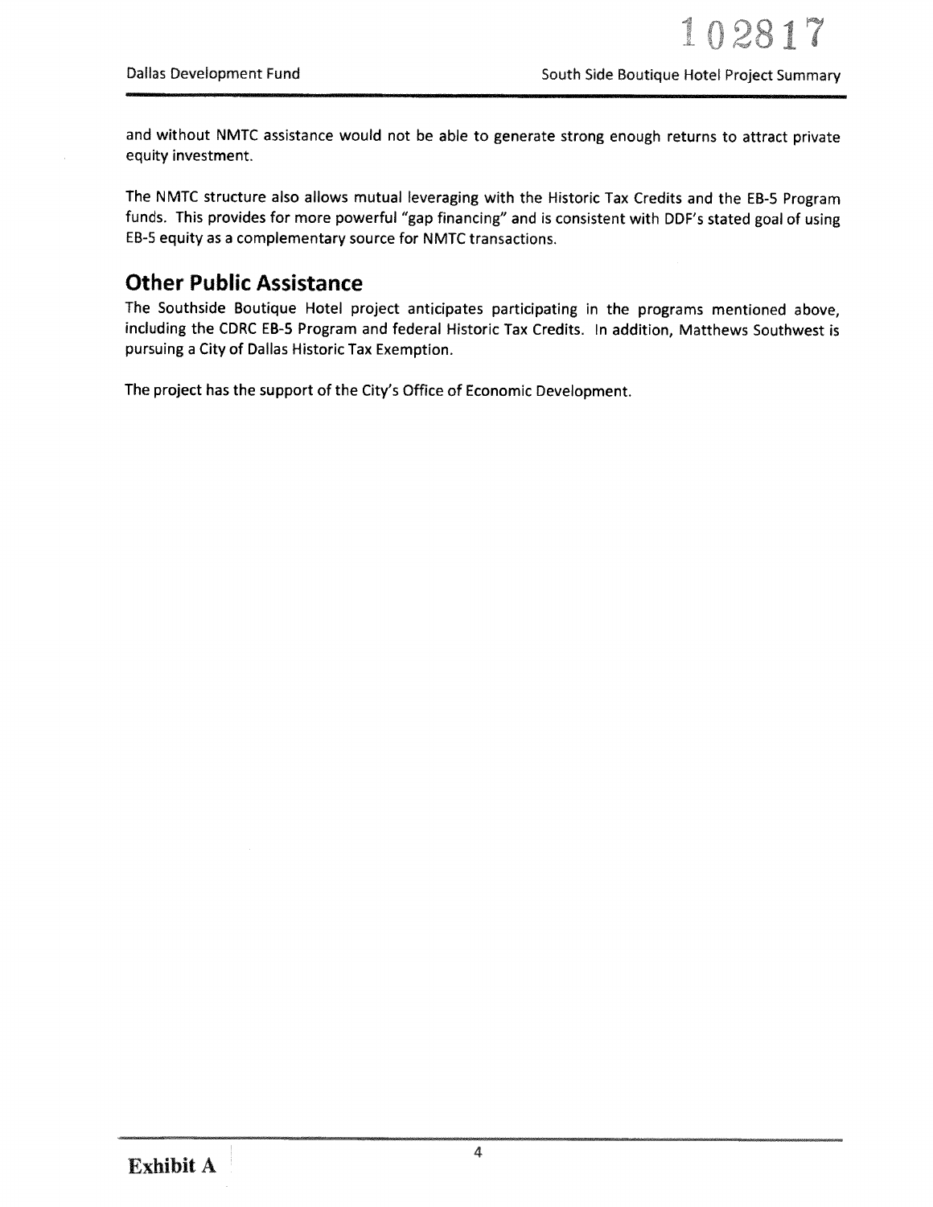and without NMTC assistance would not be able to generate strong enough returns to attract private equity investment.

The NMTC structure also allows mutual leveraging with the Historic Tax Credits and the EB-5 Program funds. This provides for more powerful "gap financing" and is consistent with DDF's stated goal of using EB-5 equity as a complementary source for NMTC transactions.

## Other Public Assistance

The Southside Boutique Hotel project anticipates participating in the programs mentioned above, including the CDRC EB-5 Program and federal Historic Tax Credits. In addition, Matthews Southwest is pursuing a City of Dallas Historic Tax Exemption.

The project has the support of the City's Office of Economic Development.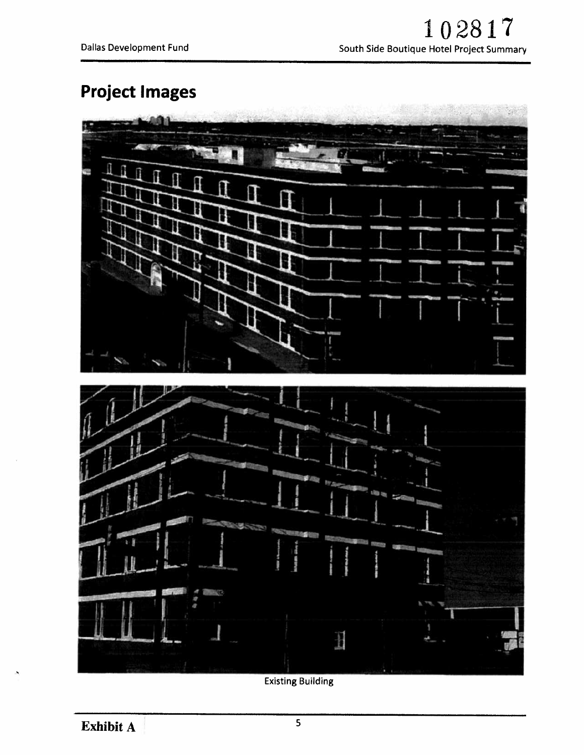# Project Images

Existing Building

**Exhibit A**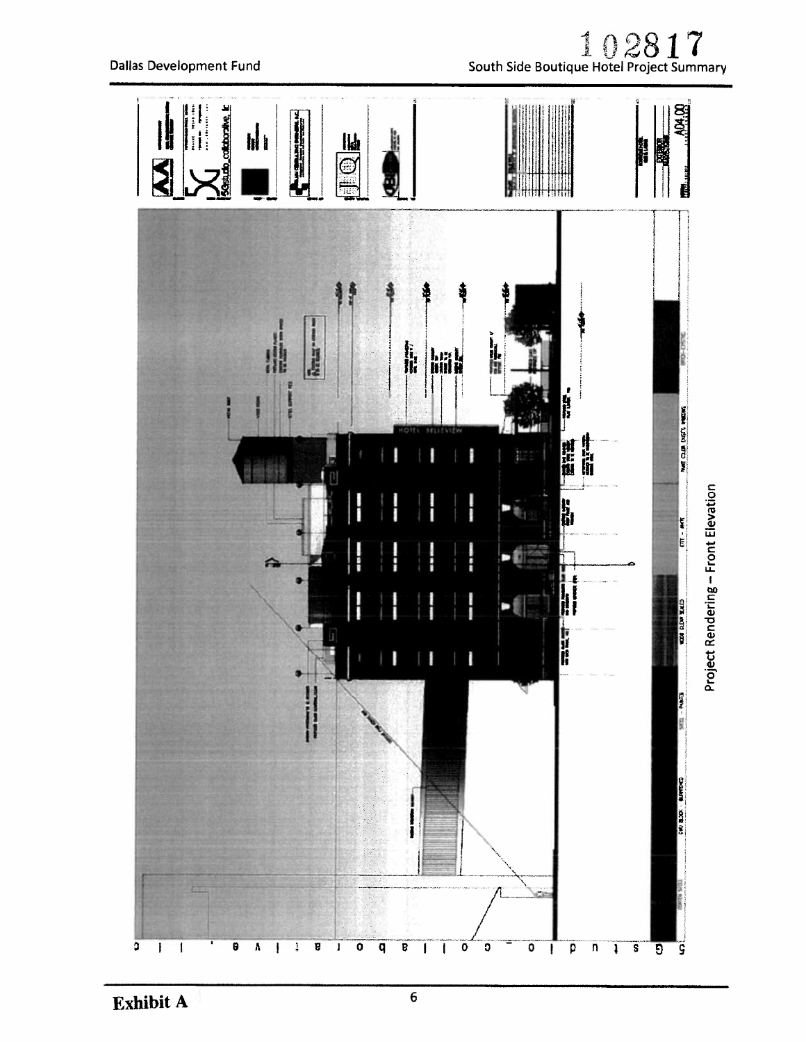102817

Project Rendering – Front Elevation

Exhibit A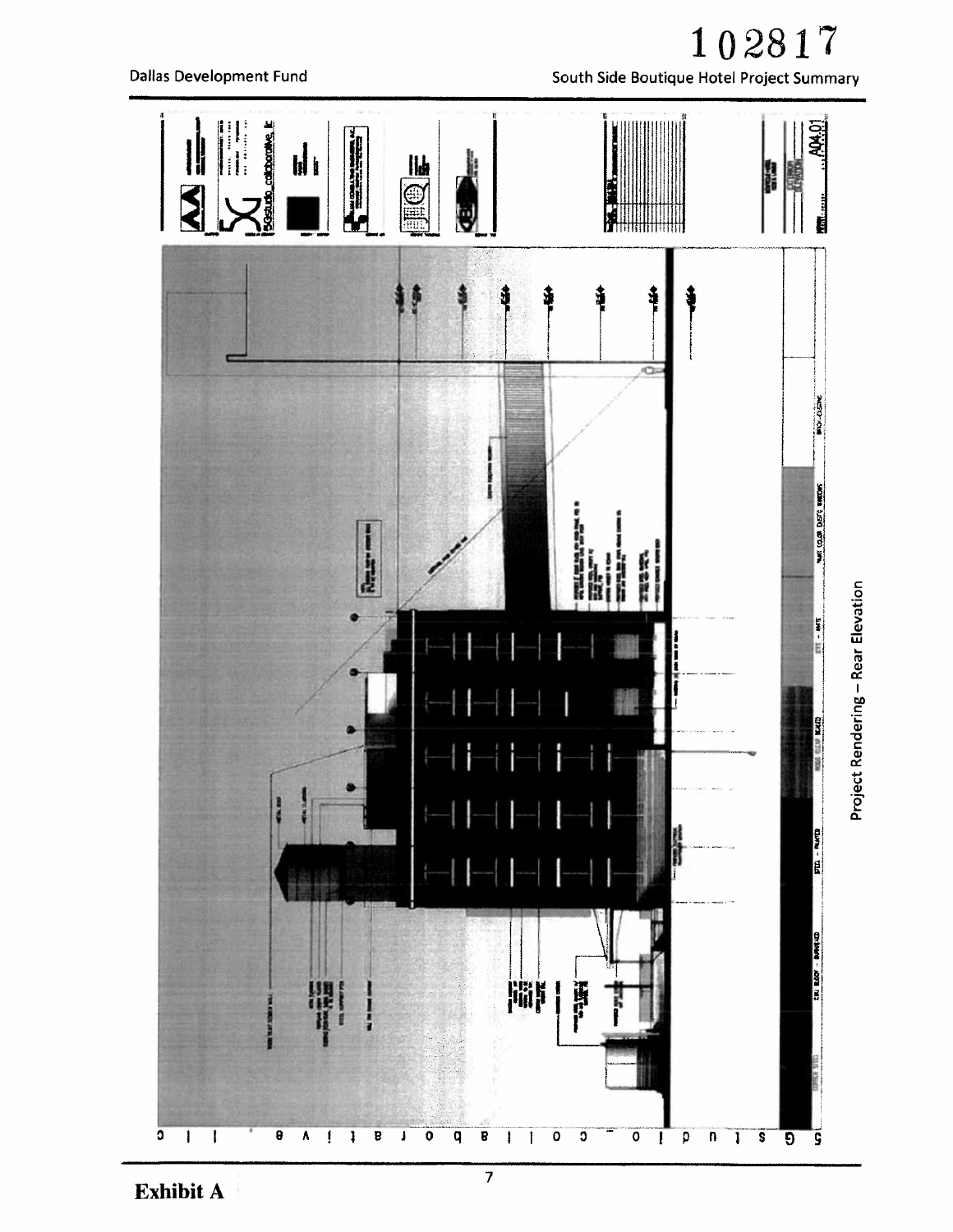Project Rendering – Rear Elevation

**Exhibit A**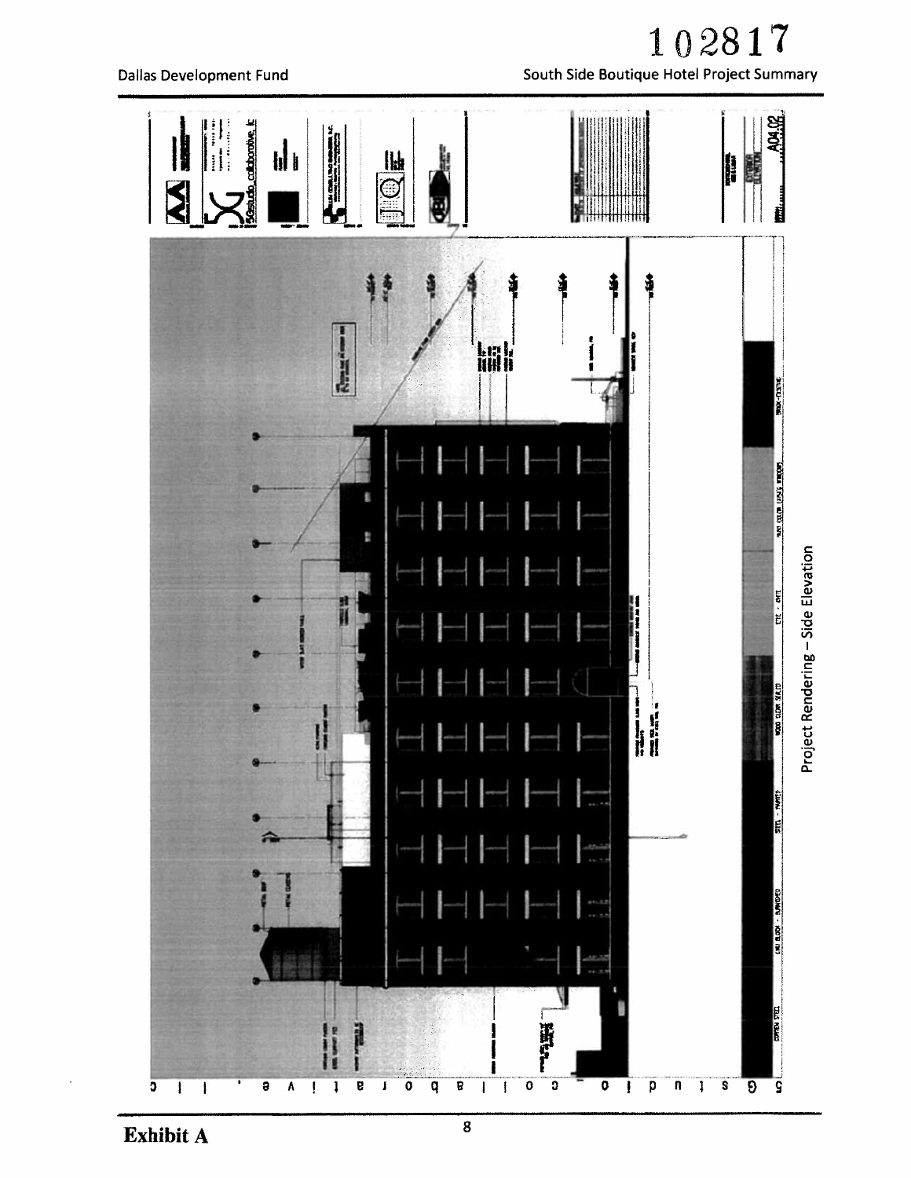102817

Project Rendering – Side Elevation

Exhibit A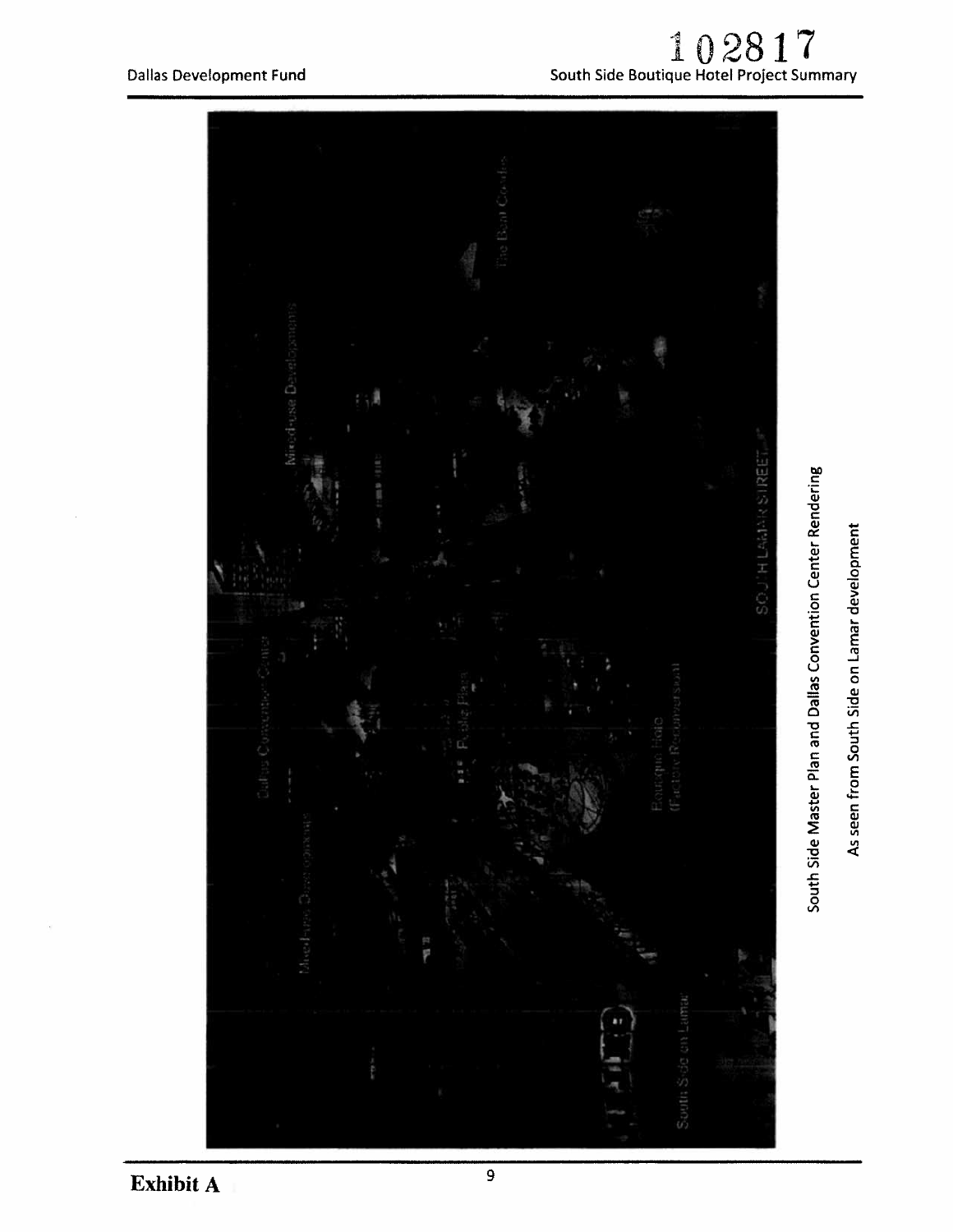South Side Master Plan and Dallas Convention Center Rendering

As seen from South Side on Lamar development

**Exhibit A**